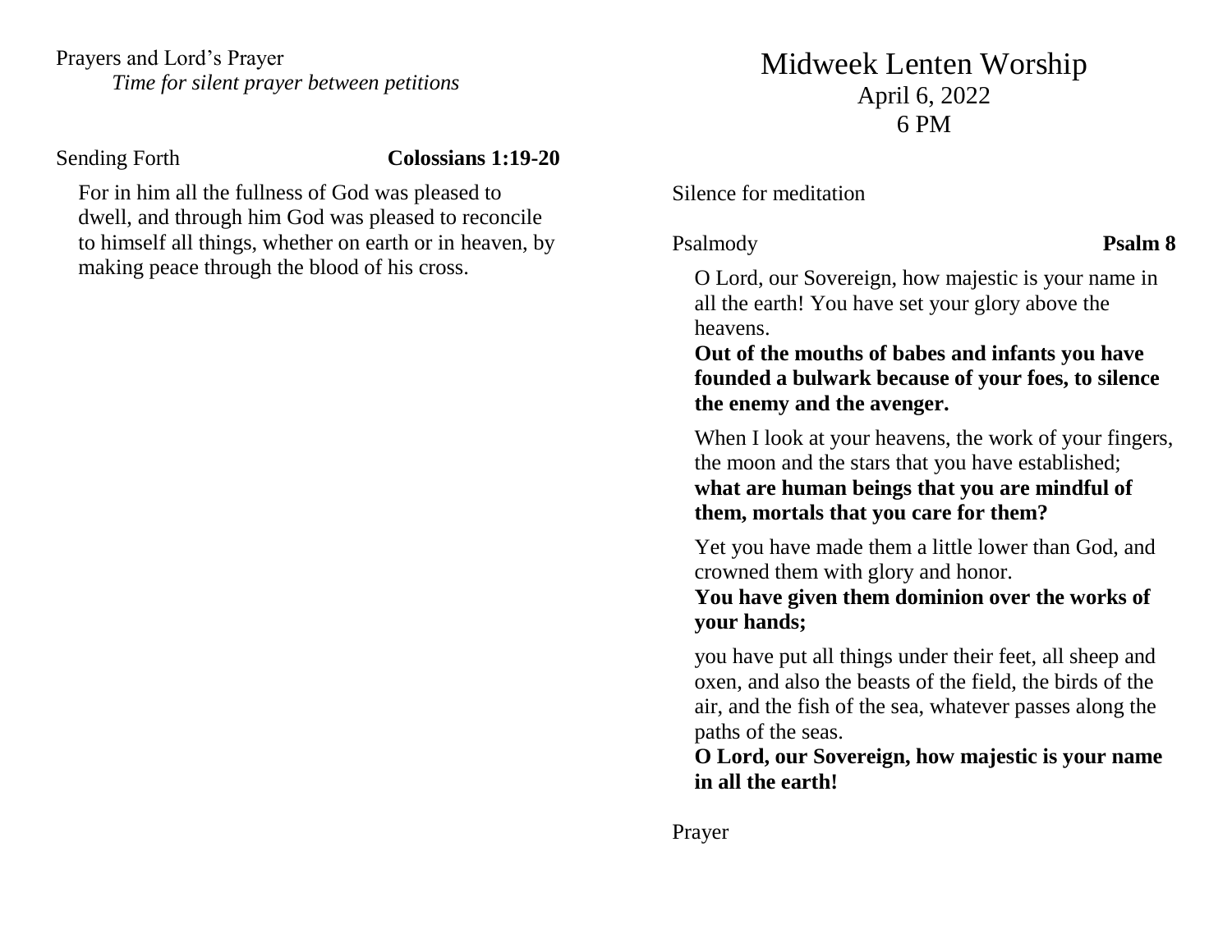# Midweek Lenten Worship

April 6, 2022
6 PM

Silence for meditation

Psalmody **Psalm 8**

O Lord, our Sovereign, how majestic is your name in all the earth! You have set your glory above the heavens.
**Out of the mouths of babes and infants you have founded a bulwark because of your foes, to silence the enemy and the avenger.**

When I look at your heavens, the work of your fingers, the moon and the stars that you have established;
**what are human beings that you are mindful of them, mortals that you care for them?**

Yet you have made them a little lower than God, and crowned them with glory and honor.
**You have given them dominion over the works of your hands;**

you have put all things under their feet, all sheep and oxen, and also the beasts of the field, the birds of the air, and the fish of the sea, whatever passes along the paths of the seas.
**O Lord, our Sovereign, how majestic is your name in all the earth!**

Prayer

Prayers and Lord's Prayer
*Time for silent prayer between petitions*

Sending Forth **Colossians 1:19-20**

For in him all the fullness of God was pleased to dwell, and through him God was pleased to reconcile to himself all things, whether on earth or in heaven, by making peace through the blood of his cross.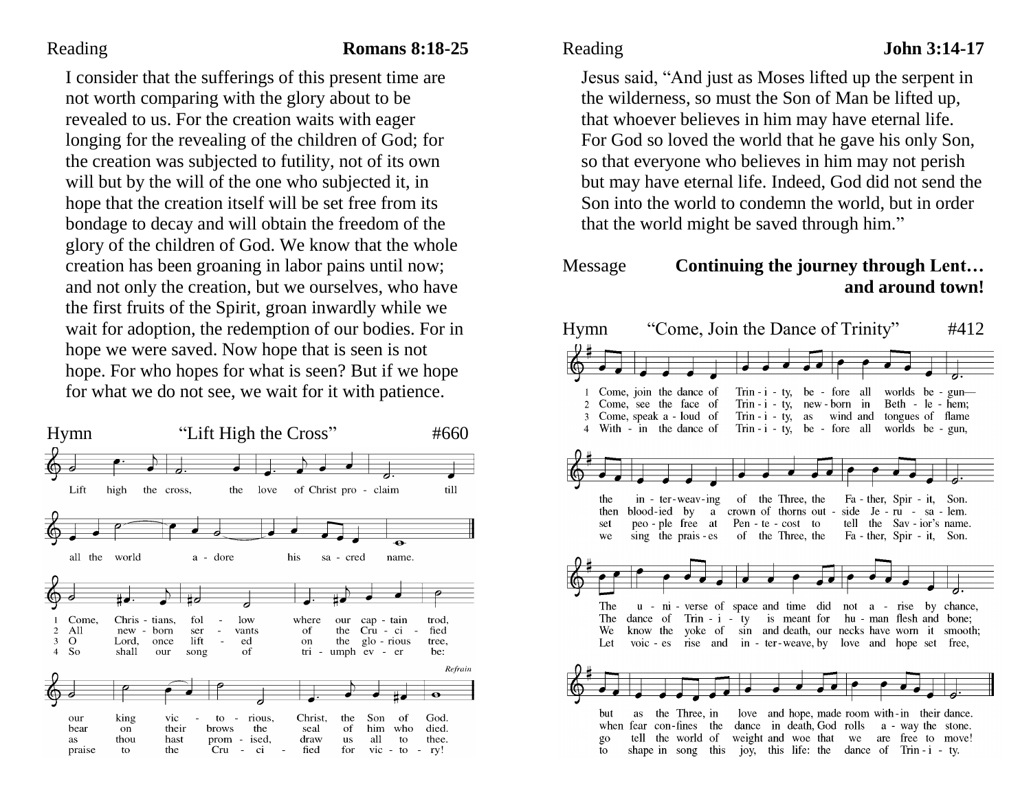Reading **Romans 8:18-25**

I consider that the sufferings of this present time are not worth comparing with the glory about to be revealed to us. For the creation waits with eager longing for the revealing of the children of God; for the creation was subjected to futility, not of its own will but by the will of the one who subjected it, in hope that the creation itself will be set free from its bondage to decay and will obtain the freedom of the glory of the children of God. We know that the whole creation has been groaning in labor pains until now; and not only the creation, but we ourselves, who have the first fruits of the Spirit, groan inwardly while we wait for adoption, the redemption of our bodies. For in hope we were saved. Now hope that is seen is not hope. For who hopes for what is seen? But if we hope for what we do not see, we wait for it with patience.

Hymn “Lift High the Cross” #660

Lift high the cross, the love of Christ proclaim till all the world adore his sacred name.

1 Come, Christians, follow where our captain trod, our king victorious, Christ, the Son of God.
2 All newborn servants of the Crucified bear on their brows the seal of him who died.
3 O Lord, once lifted on the glorious tree, as thou hast promised, draw us all to thee.
4 So shall our song of triumph ever be: praise to the Crucified for victory!

Refrain

Reading **John 3:14-17**

Jesus said, “And just as Moses lifted up the serpent in the wilderness, so must the Son of Man be lifted up, that whoever believes in him may have eternal life. For God so loved the world that he gave his only Son, so that everyone who believes in him may not perish but may have eternal life. Indeed, God did not send the Son into the world to condemn the world, but in order that the world might be saved through him.”

Message **Continuing the journey through Lent… and around town!**

Hymn “Come, Join the Dance of Trinity” #412

1 Come, join the dance of Trinity, before all worlds begun— the interweaving of the Three, the Father, Spirit, Son. The universe of space and time did not arise by chance, but as the Three, in love and hope, made room within their dance.

2 Come, see the face of Trinity, newborn in Bethlehem; then bloodied by a crown of thorns outside Jerusalem. The dance of Trinity is meant for human flesh and bone; when fear confines the dance in death, God rolls away the stone.

3 Come, speak aloud of Trinity, as wind and tongues of flame set people free at Pentecost to tell the Savior's name. We know the yoke of sin and death, our necks have worn it smooth; go tell the world of weight and woe that we are free to move!

4 Within the dance of Trinity, before all worlds begun, we sing the praises of the Three, the Father, Spirit, Son. Let voices rise and interweave, by love and hope set free, to shape in song this joy, this life: the dance of Trinity.